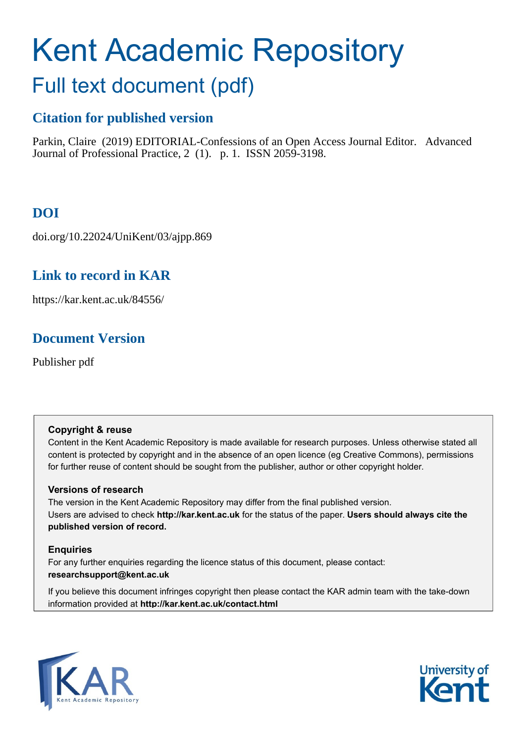# Kent Academic Repository

## Full text document (pdf)

### Citation for published version

Parkin, Claire (2019) EDITORIAL-Confessions of an Open Access Journal Editor. Advanced Journal of Professional Practice, 2 (1). p. 1. ISSN 2059-3198.

### DOI

doi.org/10.22024/UniKent/03/ajpp.869

### Link to record in KAR

https://kar.kent.ac.uk/84556/

### Document Version

Publisher pdf

**Copyright & reuse**

Content in the Kent Academic Repository is made available for research purposes. Unless otherwise stated all content is protected by copyright and in the absence of an open licence (eg Creative Commons), permissions for further reuse of content should be sought from the publisher, author or other copyright holder.

**Versions of research**

The version in the Kent Academic Repository may differ from the final published version. Users are advised to check **http://kar.kent.ac.uk** for the status of the paper. **Users should always cite the published version of record.**

**Enquiries**

For any further enquiries regarding the licence status of this document, please contact: **researchsupport@kent.ac.uk**

If you believe this document infringes copyright then please contact the KAR admin team with the take-down information provided at **http://kar.kent.ac.uk/contact.html**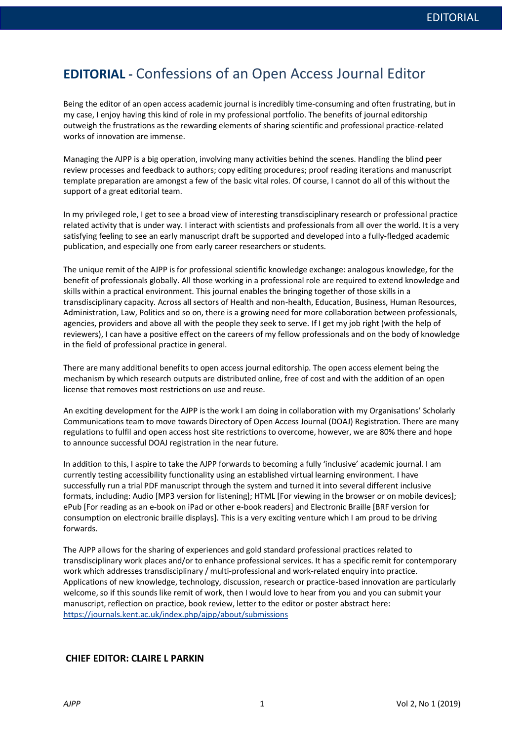# **EDITORIAL -** Confessions of an Open Access Journal Editor

Being the editor of an open access academic journal is incredibly time-consuming and often frustrating, but in my case, I enjoy having this kind of role in my professional portfolio. The benefits of journal editorship outweigh the frustrations as the rewarding elements of sharing scientific and professional practice-related works of innovation are immense.

Managing the AJPP is a big operation, involving many activities behind the scenes. Handling the blind peer review processes and feedback to authors; copy editing procedures; proof reading iterations and manuscript template preparation are amongst a few of the basic vital roles. Of course, I cannot do all of this without the support of a great editorial team.

In my privileged role, I get to see a broad view of interesting transdisciplinary research or professional practice related activity that is under way. I interact with scientists and professionals from all over the world. It is a very satisfying feeling to see an early manuscript draft be supported and developed into a fully-fledged academic publication, and especially one from early career researchers or students.

The unique remit of the AJPP is for professional scientific knowledge exchange: analogous knowledge, for the benefit of professionals globally. All those working in a professional role are required to extend knowledge and skills within a practical environment. This journal enables the bringing together of those skills in a transdisciplinary capacity. Across all sectors of Health and non-health, Education, Business, Human Resources, Administration, Law, Politics and so on, there is a growing need for more collaboration between professionals, agencies, providers and above all with the people they seek to serve. If I get my job right (with the help of reviewers), I can have a positive effect on the careers of my fellow professionals and on the body of knowledge in the field of professional practice in general.

There are many additional benefits to open access journal editorship. The open access element being the mechanism by which research outputs are distributed online, free of cost and with the addition of an open license that removes most restrictions on use and reuse.

An exciting development for the AJPP is the work I am doing in collaboration with my Organisations' Scholarly Communications team to move towards Directory of Open Access Journal (DOAJ) Registration. There are many regulations to fulfil and open access host site restrictions to overcome, however, we are 80% there and hope to announce successful DOAJ registration in the near future.

In addition to this, I aspire to take the AJPP forwards to becoming a fully 'inclusive' academic journal. I am currently testing accessibility functionality using an established virtual learning environment. I have successfully run a trial PDF manuscript through the system and turned it into several different inclusive formats, including: Audio [MP3 version for listening]; HTML [For viewing in the browser or on mobile devices]; ePub [For reading as an e-book on iPad or other e-book readers] and Electronic Braille [BRF version for consumption on electronic braille displays]. This is a very exciting venture which I am proud to be driving forwards.

The AJPP allows for the sharing of experiences and gold standard professional practices related to transdisciplinary work places and/or to enhance professional services. It has a specific remit for contemporary work which addresses transdisciplinary / multi-professional and work-related enquiry into practice. Applications of new knowledge, technology, discussion, research or practice-based innovation are particularly welcome, so if this sounds like remit of work, then I would love to hear from you and you can submit your manuscript, reflection on practice, book review, letter to the editor or poster abstract here: https://journals.kent.ac.uk/index.php/ajpp/about/submissions

**CHIEF EDITOR: CLAIRE L PARKIN**